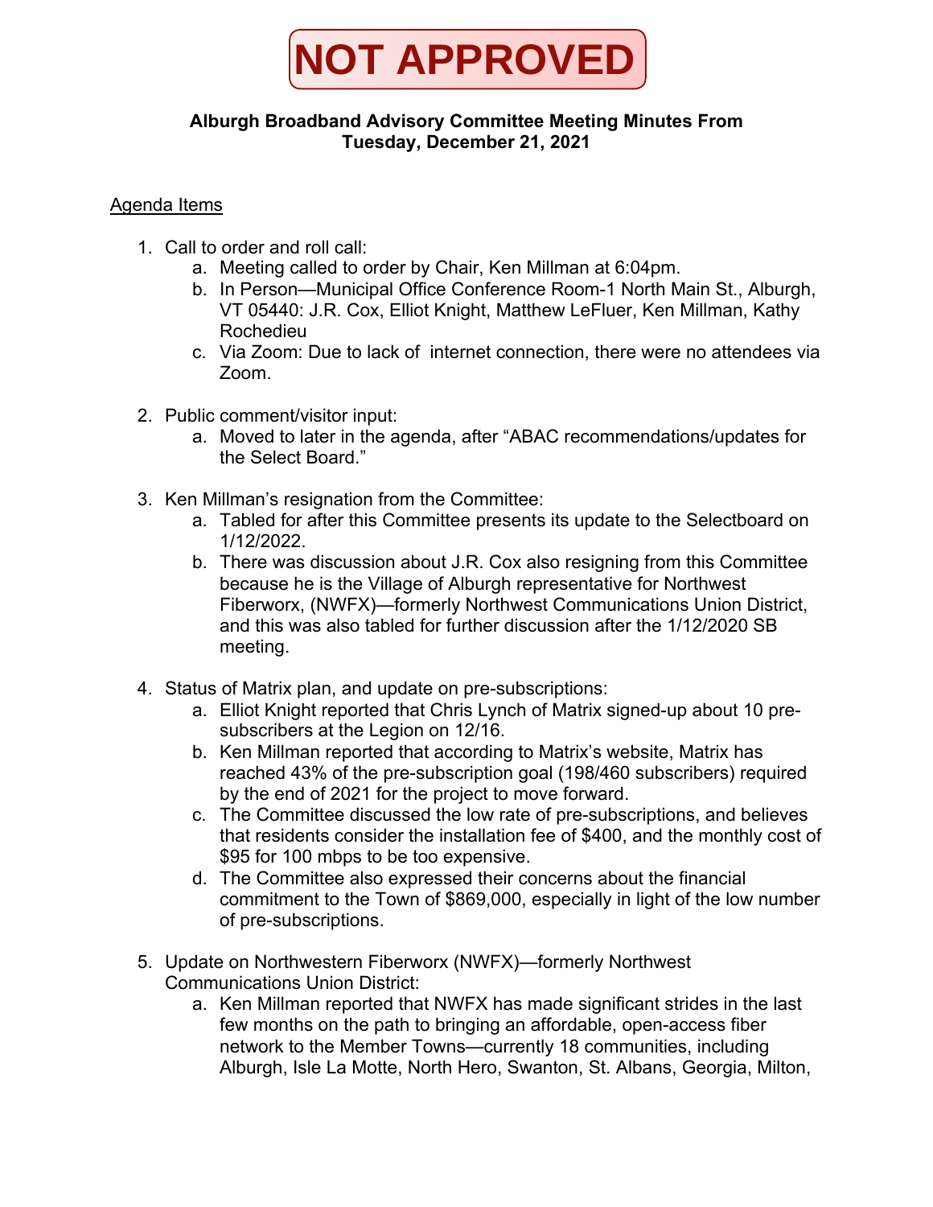**NOT APPROVED**

**Alburgh Broadband Advisory Committee Meeting Minutes From**
**Tuesday, December 21, 2021**

Agenda Items

1. Call to order and roll call:
    a. Meeting called to order by Chair, Ken Millman at 6:04pm.
    b. In Person—Municipal Office Conference Room-1 North Main St., Alburgh, VT 05440: J.R. Cox, Elliot Knight, Matthew LeFluer, Ken Millman, Kathy Rochedieu
    c. Via Zoom: Due to lack of internet connection, there were no attendees via Zoom.

2. Public comment/visitor input:
    a. Moved to later in the agenda, after "ABAC recommendations/updates for the Select Board."

3. Ken Millman's resignation from the Committee:
    a. Tabled for after this Committee presents its update to the Selectboard on 1/12/2022.
    b. There was discussion about J.R. Cox also resigning from this Committee because he is the Village of Alburgh representative for Northwest Fiberworx, (NWFX)—formerly Northwest Communications Union District, and this was also tabled for further discussion after the 1/12/2020 SB meeting.

4. Status of Matrix plan, and update on pre-subscriptions:
    a. Elliot Knight reported that Chris Lynch of Matrix signed-up about 10 pre-subscribers at the Legion on 12/16.
    b. Ken Millman reported that according to Matrix's website, Matrix has reached 43% of the pre-subscription goal (198/460 subscribers) required by the end of 2021 for the project to move forward.
    c. The Committee discussed the low rate of pre-subscriptions, and believes that residents consider the installation fee of $400, and the monthly cost of $95 for 100 mbps to be too expensive.
    d. The Committee also expressed their concerns about the financial commitment to the Town of $869,000, especially in light of the low number of pre-subscriptions.

5. Update on Northwestern Fiberworx (NWFX)—formerly Northwest Communications Union District:
    a. Ken Millman reported that NWFX has made significant strides in the last few months on the path to bringing an affordable, open-access fiber network to the Member Towns—currently 18 communities, including Alburgh, Isle La Motte, North Hero, Swanton, St. Albans, Georgia, Milton,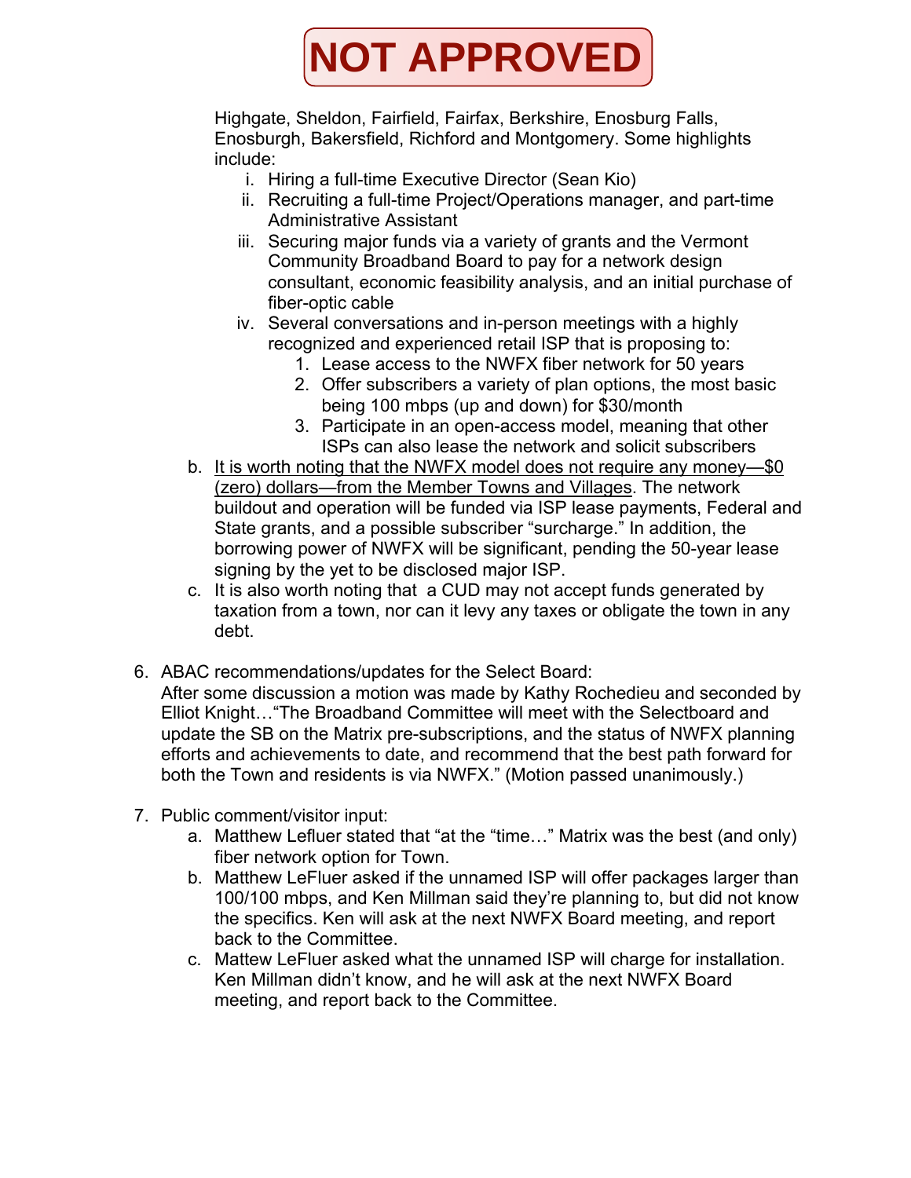**NOT APPROVED**

Highgate, Sheldon, Fairfield, Fairfax, Berkshire, Enosburg Falls, Enosburgh, Bakersfield, Richford and Montgomery. Some highlights include:

   i. Hiring a full-time Executive Director (Sean Kio)
   ii. Recruiting a full-time Project/Operations manager, and part-time Administrative Assistant
   iii. Securing major funds via a variety of grants and the Vermont Community Broadband Board to pay for a network design consultant, economic feasibility analysis, and an initial purchase of fiber-optic cable
   iv. Several conversations and in-person meetings with a highly recognized and experienced retail ISP that is proposing to:
      1. Lease access to the NWFX fiber network for 50 years
      2. Offer subscribers a variety of plan options, the most basic being 100 mbps (up and down) for $30/month
      3. Participate in an open-access model, meaning that other ISPs can also lease the network and solicit subscribers

b. <u>It is worth noting that the NWFX model does not require any money—$0 (zero) dollars—from the Member Towns and Villages</u>. The network buildout and operation will be funded via ISP lease payments, Federal and State grants, and a possible subscriber "surcharge." In addition, the borrowing power of NWFX will be significant, pending the 50-year lease signing by the yet to be disclosed major ISP.

c. It is also worth noting that a CUD may not accept funds generated by taxation from a town, nor can it levy any taxes or obligate the town in any debt.

6. ABAC recommendations/updates for the Select Board:
   After some discussion a motion was made by Kathy Rochedieu and seconded by Elliot Knight…"The Broadband Committee will meet with the Selectboard and update the SB on the Matrix pre-subscriptions, and the status of NWFX planning efforts and achievements to date, and recommend that the best path forward for both the Town and residents is via NWFX." (Motion passed unanimously.)

7. Public comment/visitor input:
   a. Matthew Lefluer stated that "at the "time…" Matrix was the best (and only) fiber network option for Town.
   b. Matthew LeFluer asked if the unnamed ISP will offer packages larger than 100/100 mbps, and Ken Millman said they're planning to, but did not know the specifics. Ken will ask at the next NWFX Board meeting, and report back to the Committee.
   c. Mattew LeFluer asked what the unnamed ISP will charge for installation. Ken Millman didn't know, and he will ask at the next NWFX Board meeting, and report back to the Committee.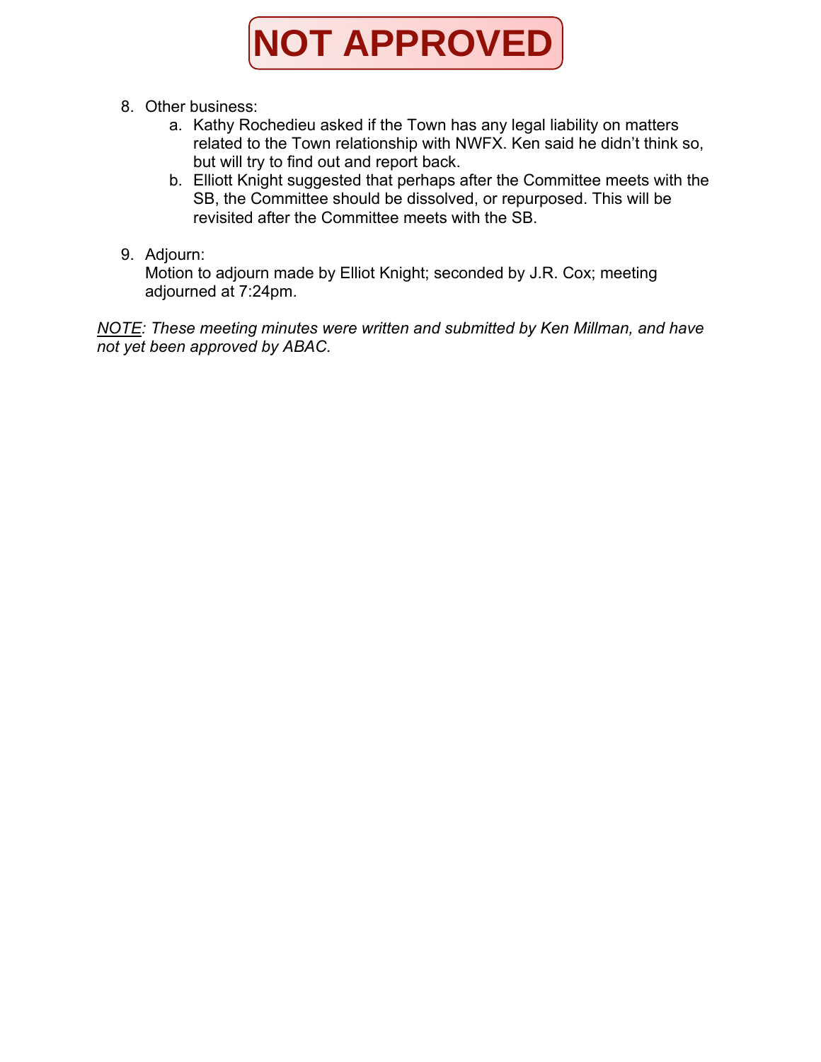**NOT APPROVED**

8. Other business:
    a. Kathy Rochedieu asked if the Town has any legal liability on matters related to the Town relationship with NWFX. Ken said he didn't think so, but will try to find out and report back.
    b. Elliott Knight suggested that perhaps after the Committee meets with the SB, the Committee should be dissolved, or repurposed. This will be revisited after the Committee meets with the SB.

9. Adjourn:
   Motion to adjourn made by Elliot Knight; seconded by J.R. Cox; meeting adjourned at 7:24pm.

*NOTE: These meeting minutes were written and submitted by Ken Millman, and have not yet been approved by ABAC.*